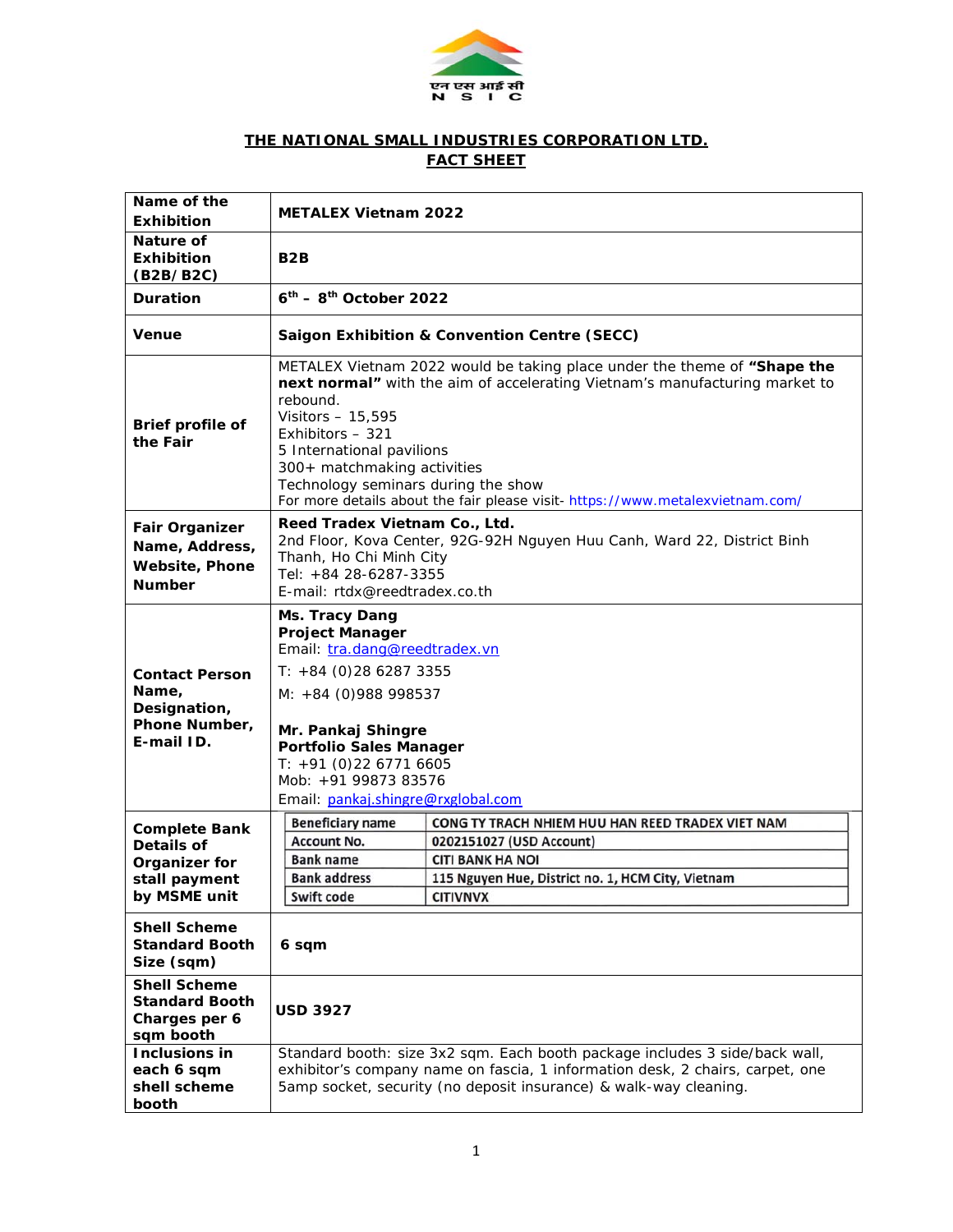एन एस आई सी
N S I C

# THE NATIONAL SMALL INDUSTRIES CORPORATION LTD.
## FACT SHEET

| Name of the Exhibition | METALEX Vietnam 2022 |
|---|---|
| Nature of Exhibition (B2B/B2C) | B2B |
| Duration | 6th – 8th October 2022 |
| Venue | Saigon Exhibition & Convention Centre (SECC) |
| Brief profile of the Fair | METALEX Vietnam 2022 would be taking place under the theme of **"Shape the next normal"** with the aim of accelerating Vietnam's manufacturing market to rebound.<br>Visitors – 15,595<br>Exhibitors – 321<br>5 International pavilions<br>300+ matchmaking activities<br>Technology seminars during the show<br>For more details about the fair please visit- https://www.metalexvietnam.com/ |
| Fair Organizer Name, Address, Website, Phone Number | **Reed Tradex Vietnam Co., Ltd.**<br>2nd Floor, Kova Center, 92G-92H Nguyen Huu Canh, Ward 22, District Binh Thanh, Ho Chi Minh City<br>Tel: +84 28-6287-3355<br>E-mail: rtdx@reedtradex.co.th |
| Contact Person Name, Designation, Phone Number, E-mail ID. | **Ms. Tracy Dang**<br>**Project Manager**<br>Email: tra.dang@reedtradex.vn<br>T: +84 (0)28 6287 3355<br>M: +84 (0)988 998537<br><br>**Mr. Pankaj Shingre**<br>**Portfolio Sales Manager**<br>T: +91 (0)22 6771 6605<br>Mob: +91 99873 83576<br>Email: pankaj.shingre@rxglobal.com |
| Complete Bank Details of Organizer for stall payment by MSME unit | Beneficiary name: CONG TY TRACH NHIEM HUU HAN REED TRADEX VIET NAM<br>Account No.: 0202151027 (USD Account)<br>Bank name: CITI BANK HA NOI<br>Bank address: 115 Nguyen Hue, District no. 1, HCM City, Vietnam<br>Swift code: CITIVNVX |
| Shell Scheme Standard Booth Size (sqm) | 6 sqm |
| Shell Scheme Standard Booth Charges per 6 sqm booth | USD 3927 |
| Inclusions in each 6 sqm shell scheme booth | Standard booth: size 3x2 sqm. Each booth package includes 3 side/back wall, exhibitor's company name on fascia, 1 information desk, 2 chairs, carpet, one 5amp socket, security (no deposit insurance) & walk-way cleaning. |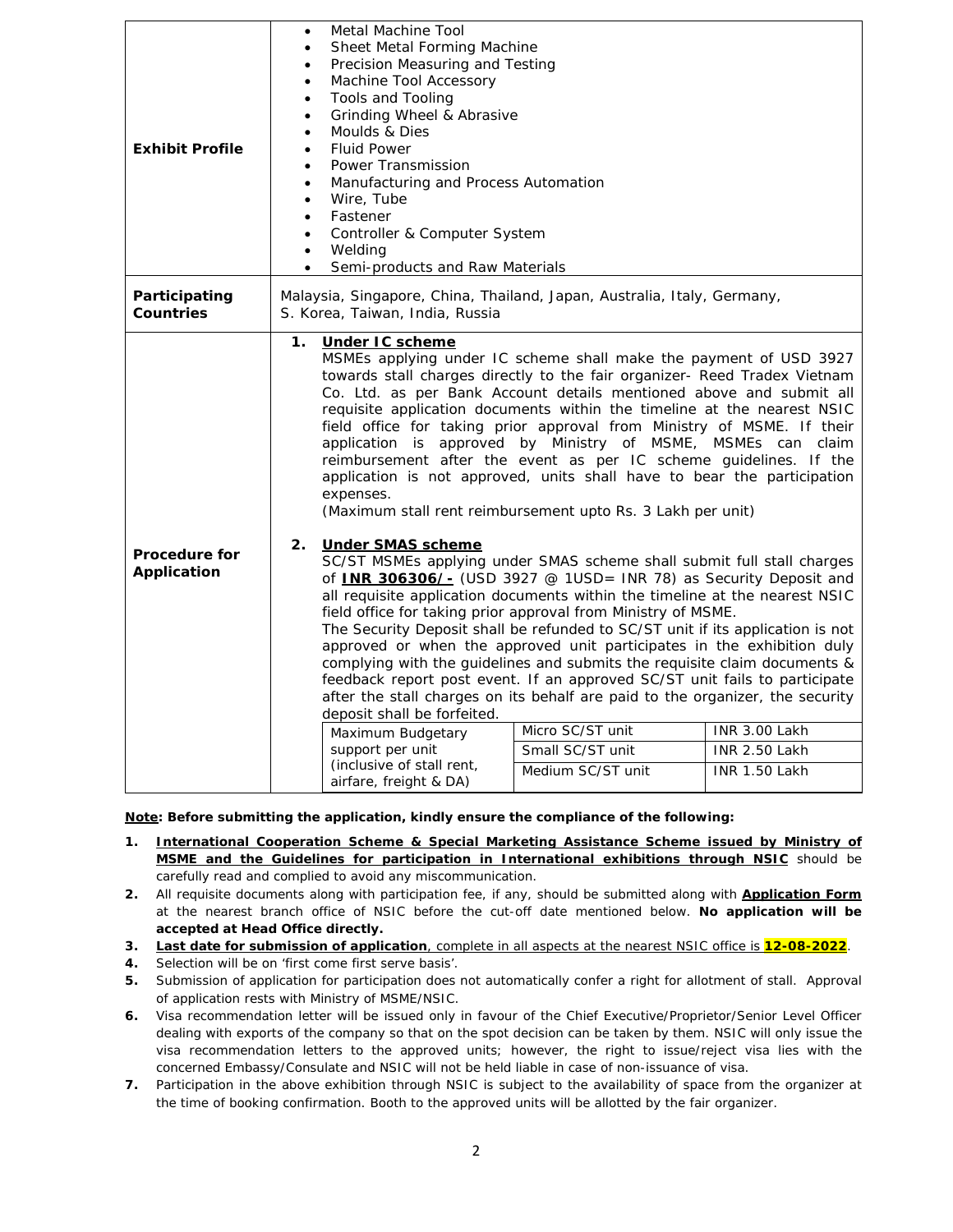| | |
|---|---|
| **Exhibit Profile** | • Metal Machine Tool<br>• Sheet Metal Forming Machine<br>• Precision Measuring and Testing<br>• Machine Tool Accessory<br>• Tools and Tooling<br>• Grinding Wheel & Abrasive<br>• Moulds & Dies<br>• Fluid Power<br>• Power Transmission<br>• Manufacturing and Process Automation<br>• Wire, Tube<br>• Fastener<br>• Controller & Computer System<br>• Welding<br>• Semi-products and Raw Materials |
| **Participating Countries** | Malaysia, Singapore, China, Thailand, Japan, Australia, Italy, Germany, S. Korea, Taiwan, India, Russia |
| **Procedure for Application** | **1. Under IC scheme**<br>MSMEs applying under IC scheme shall make the payment of USD 3927 towards stall charges directly to the fair organizer- Reed Tradex Vietnam Co. Ltd. as per Bank Account details mentioned above and submit all requisite application documents within the timeline at the nearest NSIC field office for taking prior approval from Ministry of MSME. If their application is approved by Ministry of MSME, MSMEs can claim reimbursement after the event as per IC scheme guidelines. If the application is not approved, units shall have to bear the participation expenses.<br>(Maximum stall rent reimbursement upto Rs. 3 Lakh per unit)<br><br>**2. Under SMAS scheme**<br>SC/ST MSMEs applying under SMAS scheme shall submit full stall charges of **INR 306306/-** (USD 3927 @ 1USD= INR 78) as Security Deposit and all requisite application documents within the timeline at the nearest NSIC field office for taking prior approval from Ministry of MSME.<br>The Security Deposit shall be refunded to SC/ST unit if its application is not approved or when the approved unit participates in the exhibition duly complying with the guidelines and submits the requisite claim documents & feedback report post event. If an approved SC/ST unit fails to participate after the stall charges on its behalf are paid to the organizer, the security deposit shall be forfeited.<br><br>Maximum Budgetary support per unit (inclusive of stall rent, airfare, freight & DA):<br>Micro SC/ST unit — INR 3.00 Lakh<br>Small SC/ST unit — INR 2.50 Lakh<br>Medium SC/ST unit — INR 1.50 Lakh |

**Note: Before submitting the application, kindly ensure the compliance of the following:**

1. **International Cooperation Scheme & Special Marketing Assistance Scheme issued by Ministry of MSME and the Guidelines for participation in International exhibitions through NSIC** should be carefully read and complied to avoid any miscommunication.
2. All requisite documents along with participation fee, if any, should be submitted along with **Application Form** at the nearest branch office of NSIC before the cut-off date mentioned below. **No application will be accepted at Head Office directly.**
3. **Last date for submission of application**, complete in all aspects at the nearest NSIC office is **12-08-2022**.
4. Selection will be on 'first come first serve basis'.
5. Submission of application for participation does not automatically confer a right for allotment of stall. Approval of application rests with Ministry of MSME/NSIC.
6. Visa recommendation letter will be issued only in favour of the Chief Executive/Proprietor/Senior Level Officer dealing with exports of the company so that on the spot decision can be taken by them. NSIC will only issue the visa recommendation letters to the approved units; however, the right to issue/reject visa lies with the concerned Embassy/Consulate and NSIC will not be held liable in case of non-issuance of visa.
7. Participation in the above exhibition through NSIC is subject to the availability of space from the organizer at the time of booking confirmation. Booth to the approved units will be allotted by the fair organizer.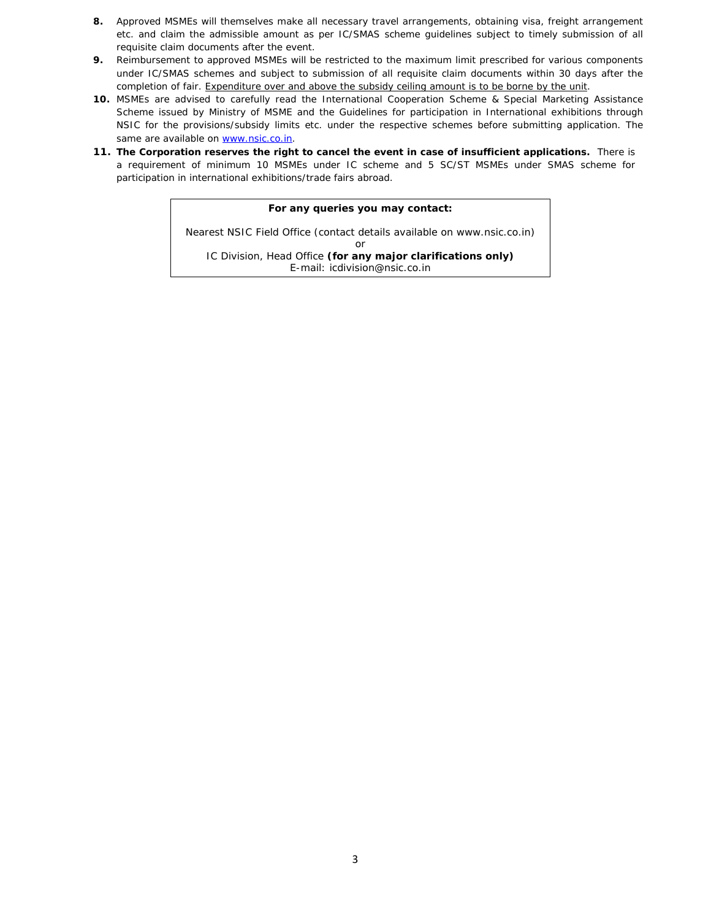8. Approved MSMEs will themselves make all necessary travel arrangements, obtaining visa, freight arrangement etc. and claim the admissible amount as per IC/SMAS scheme guidelines subject to timely submission of all requisite claim documents after the event.
9. Reimbursement to approved MSMEs will be restricted to the maximum limit prescribed for various components under IC/SMAS schemes and subject to submission of all requisite claim documents within 30 days after the completion of fair. <u>Expenditure over and above the subsidy ceiling amount is to be borne by the unit</u>.
10. MSMEs are advised to carefully read the International Cooperation Scheme & Special Marketing Assistance Scheme issued by Ministry of MSME and the Guidelines for participation in International exhibitions through NSIC for the provisions/subsidy limits etc. under the respective schemes before submitting application. The same are available on [www.nsic.co.in](http://www.nsic.co.in).
11. **The Corporation reserves the right to cancel the event in case of insufficient applications.** There is a requirement of minimum 10 MSMEs under IC scheme and 5 SC/ST MSMEs under SMAS scheme for participation in international exhibitions/trade fairs abroad.

**For any queries you may contact:**

Nearest NSIC Field Office (contact details available on www.nsic.co.in)
or
IC Division, Head Office **(for any major clarifications only)**
E-mail: icdivision@nsic.co.in